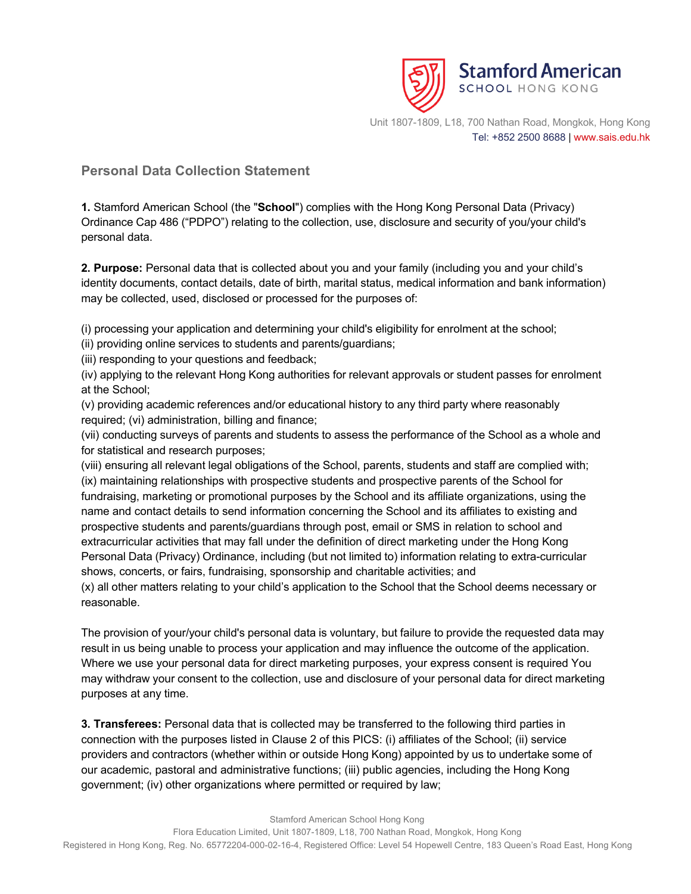Stamford American
SCHOOL HONG KONG

Unit 1807-1809, L18, 700 Nathan Road, Mongkok, Hong Kong
Tel: +852 2500 8688 | www.sais.edu.hk

## Personal Data Collection Statement

**1.** Stamford American School (the "**School**") complies with the Hong Kong Personal Data (Privacy) Ordinance Cap 486 ("PDPO") relating to the collection, use, disclosure and security of you/your child's personal data.

**2. Purpose:** Personal data that is collected about you and your family (including you and your child's identity documents, contact details, date of birth, marital status, medical information and bank information) may be collected, used, disclosed or processed for the purposes of:

(i) processing your application and determining your child's eligibility for enrolment at the school;
(ii) providing online services to students and parents/guardians;
(iii) responding to your questions and feedback;
(iv) applying to the relevant Hong Kong authorities for relevant approvals or student passes for enrolment at the School;
(v) providing academic references and/or educational history to any third party where reasonably required; (vi) administration, billing and finance;
(vii) conducting surveys of parents and students to assess the performance of the School as a whole and for statistical and research purposes;
(viii) ensuring all relevant legal obligations of the School, parents, students and staff are complied with;
(ix) maintaining relationships with prospective students and prospective parents of the School for fundraising, marketing or promotional purposes by the School and its affiliate organizations, using the name and contact details to send information concerning the School and its affiliates to existing and prospective students and parents/guardians through post, email or SMS in relation to school and extracurricular activities that may fall under the definition of direct marketing under the Hong Kong Personal Data (Privacy) Ordinance, including (but not limited to) information relating to extra-curricular shows, concerts, or fairs, fundraising, sponsorship and charitable activities; and
(x) all other matters relating to your child's application to the School that the School deems necessary or reasonable.

The provision of your/your child's personal data is voluntary, but failure to provide the requested data may result in us being unable to process your application and may influence the outcome of the application. Where we use your personal data for direct marketing purposes, your express consent is required You may withdraw your consent to the collection, use and disclosure of your personal data for direct marketing purposes at any time.

**3. Transferees:** Personal data that is collected may be transferred to the following third parties in connection with the purposes listed in Clause 2 of this PICS: (i) affiliates of the School; (ii) service providers and contractors (whether within or outside Hong Kong) appointed by us to undertake some of our academic, pastoral and administrative functions; (iii) public agencies, including the Hong Kong government; (iv) other organizations where permitted or required by law;

Stamford American School Hong Kong
Flora Education Limited, Unit 1807-1809, L18, 700 Nathan Road, Mongkok, Hong Kong
Registered in Hong Kong, Reg. No. 65772204-000-02-16-4, Registered Office: Level 54 Hopewell Centre, 183 Queen's Road East, Hong Kong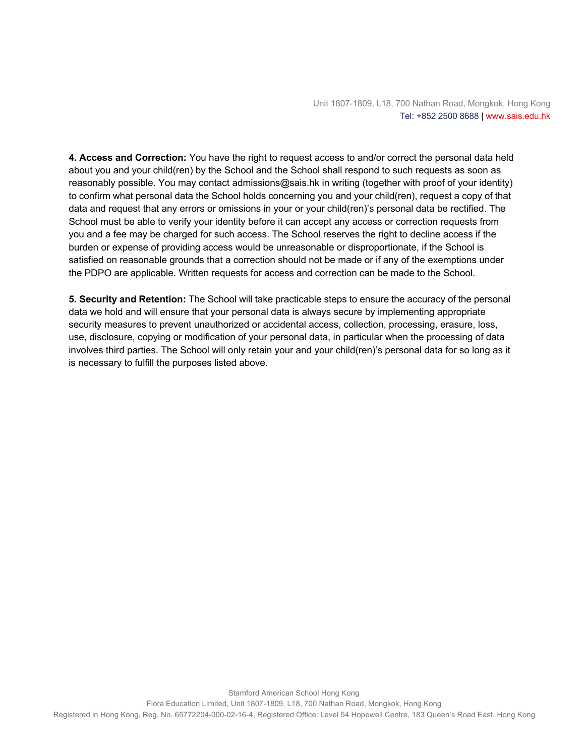**4. Access and Correction:** You have the right to request access to and/or correct the personal data held about you and your child(ren) by the School and the School shall respond to such requests as soon as reasonably possible. You may contact admissions@sais.hk in writing (together with proof of your identity) to confirm what personal data the School holds concerning you and your child(ren), request a copy of that data and request that any errors or omissions in your or your child(ren)'s personal data be rectified. The School must be able to verify your identity before it can accept any access or correction requests from you and a fee may be charged for such access. The School reserves the right to decline access if the burden or expense of providing access would be unreasonable or disproportionate, if the School is satisfied on reasonable grounds that a correction should not be made or if any of the exemptions under the PDPO are applicable. Written requests for access and correction can be made to the School.

**5. Security and Retention:** The School will take practicable steps to ensure the accuracy of the personal data we hold and will ensure that your personal data is always secure by implementing appropriate security measures to prevent unauthorized or accidental access, collection, processing, erasure, loss, use, disclosure, copying or modification of your personal data, in particular when the processing of data involves third parties. The School will only retain your and your child(ren)'s personal data for so long as it is necessary to fulfill the purposes listed above.